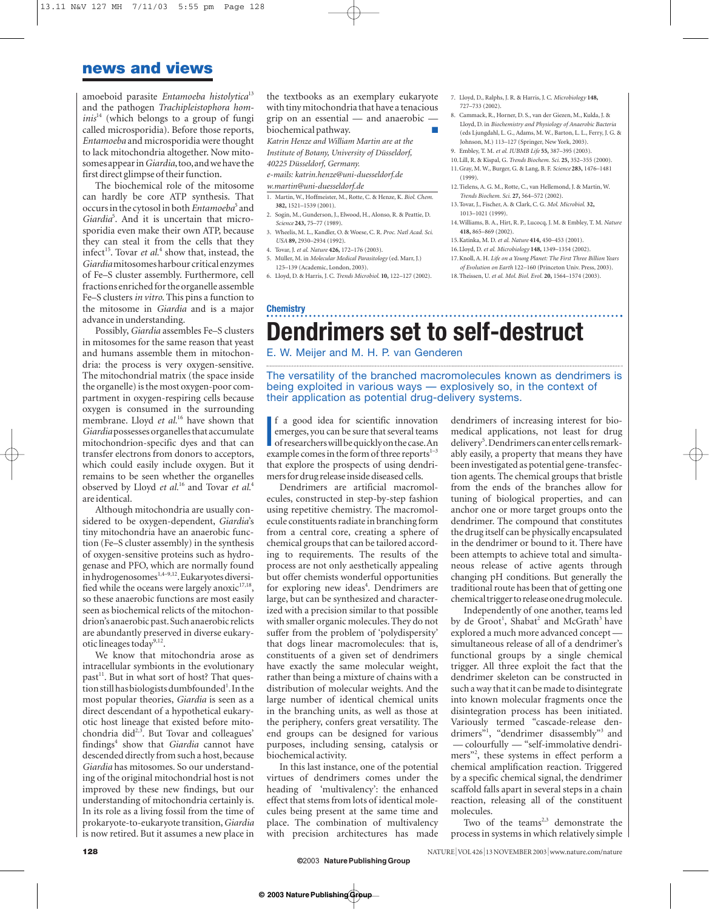amoeboid parasite *Entamoeba histolytica*[13] and the pathogen *Trachipleistophora hominis*[14] (which belongs to a group of fungi called microsporidia). Before those reports, *Entamoeba* and microsporidia were thought to lack mitochondria altogether. Now mitosomes appear in *Giardia*, too, and we have the first direct glimpse of their function.

The biochemical role of the mitosome can hardly be core ATP synthesis. That occurs in the cytosol in both *Entamoeba*[5] and *Giardia*[5]. And it is uncertain that microsporidia even make their own ATP, because they can steal it from the cells that they infect[15]. Tovar *et al.*[4] show that, instead, the *Giardia* mitosomes harbour critical enzymes of Fe–S cluster assembly. Furthermore, cell fractions enriched for the organelle assemble Fe–S clusters *in vitro*. This pins a function to the mitosome in *Giardia* and is a major advance in understanding.

Possibly, *Giardia* assembles Fe–S clusters in mitosomes for the same reason that yeast and humans assemble them in mitochondria: the process is very oxygen-sensitive. The mitochondrial matrix (the space inside the organelle) is the most oxygen-poor compartment in oxygen-respiring cells because oxygen is consumed in the surrounding membrane. Lloyd *et al.*[16] have shown that *Giardia* possesses organelles that accumulate mitochondrion-specific dyes and that can transfer electrons from donors to acceptors, which could easily include oxygen. But it remains to be seen whether the organelles observed by Lloyd *et al.*[16] and Tovar *et al.*[4] are identical.

Although mitochondria are usually considered to be oxygen-dependent, *Giardia*'s tiny mitochondria have an anaerobic function (Fe–S cluster assembly) in the synthesis of oxygen-sensitive proteins such as hydrogenase and PFO, which are normally found in hydrogenosomes[1,4–9,12]. Eukaryotes diversified while the oceans were largely anoxic[17,18], so these anaerobic functions are most easily seen as biochemical relicts of the mitochondrion's anaerobic past. Such anaerobic relicts are abundantly preserved in diverse eukaryotic lineages today[9,12].

We know that mitochondria arose as intracellular symbionts in the evolutionary past[11]. But in what sort of host? That question still has biologists dumbfounded[1]. In the most popular theories, *Giardia* is seen as a direct descendant of a hypothetical eukaryotic host lineage that existed before mitochondria did[2,3]. But Tovar and colleagues' findings[4] show that *Giardia* cannot have descended directly from such a host, because *Giardia* has mitosomes. So our understanding of the original mitochondrial host is not improved by these new findings, but our understanding of mitochondria certainly is. In its role as a living fossil from the time of prokaryote-to-eukaryote transition, *Giardia* is now retired. But it assumes a new place in the textbooks as an exemplary eukaryote with tiny mitochondria that have a tenacious grip on an essential — and anaerobic — biochemical pathway. ■

*Katrin Henze and William Martin are at the Institute of Botany, University of Düsseldorf, 40225 Düsseldorf, Germany.*
*e-mails: katrin.henze@uni-duesseldorf.de*
*w.martin@uni-duesseldorf.de*

1. Martin, W., Hoffmeister, M., Rotte, C. & Henze, K. *Biol. Chem.* **382,** 1521–1539 (2001).
2. Sogin, M., Gunderson, J., Elwood, H., Alonso, R. & Peattie, D. *Science* **243,** 75–77 (1989).
3. Wheelis, M. L., Kandler, O. & Woese, C. R. *Proc. Natl Acad. Sci. USA* **89,** 2930–2934 (1992).
4. Tovar, J. *et al. Nature* **426,** 172–176 (2003).
5. Müller, M. in *Molecular Medical Parasitology* (ed. Marr, J.) 125–139 (Academic, London, 2003).
6. Lloyd, D. & Harris, J. C. *Trends Microbiol.* **10,** 122–127 (2002).
7. Lloyd, D., Ralphs, J. R. & Harris, J. C. *Microbiology* **148,** 727–733 (2002).
8. Cammack, R., Horner, D. S., van der Giezen, M., Kulda, J. & Lloyd, D. in *Biochemistry and Physiology of Anaerobic Bacteria* (eds Ljungdahl, L. G., Adams, M. W., Barton, L. L., Ferry, J. G. & Johnson, M.) 113–127 (Springer, New York, 2003).
9. Embley, T. M. *et al. IUBMB Life* **55,** 387–395 (2003).
10. Lill, R. & Kispal, G. *Trends Biochem. Sci.* **25,** 352–355 (2000).
11. Gray, M. W., Burger, G. & Lang, B. F. *Science* **283,** 1476–1481 (1999).
12. Tielens, A. G. M., Rotte, C., van Hellemond, J. & Martin, W. *Trends Biochem. Sci.* **27,** 564–572 (2002).
13. Tovar, J., Fischer, A. & Clark, C. G. *Mol. Microbiol.* **32,** 1013–1021 (1999).
14. Williams, B. A., Hirt, R. P., Lucocq, J. M. & Embley, T. M. *Nature* **418,** 865–869 (2002).
15. Katinka, M. D. *et al. Nature* **414,** 450–453 (2001).
16. Lloyd, D. *et al. Microbiology* **148,** 1349–1354 (2002).
17. Knoll, A. H. *Life on a Young Planet: The First Three Billion Years of Evolution on Earth* 122–160 (Princeton Univ. Press, 2003).
18. Theissen, U. *et al. Mol. Biol. Evol.* **20,** 1564–1574 (2003).

**Chemistry**

# Dendrimers set to self-destruct

E. W. Meijer and M. H. P. van Genderen

**The versatility of the branched macromolecules known as dendrimers is being exploited in various ways — explosively so, in the context of their application as potential drug-delivery systems.**

If a good idea for scientific innovation emerges, you can be sure that several teams of researchers will be quickly on the case. An example comes in the form of three reports[1–3] that explore the prospects of using dendrimers for drug release inside diseased cells.

Dendrimers are artificial macromolecules, constructed in step-by-step fashion using repetitive chemistry. The macromolecule constituents radiate in branching form from a central core, creating a sphere of chemical groups that can be tailored according to requirements. The results of the process are not only aesthetically appealing but offer chemists wonderful opportunities for exploring new ideas[4]. Dendrimers are large, but can be synthesized and characterized with a precision similar to that possible with smaller organic molecules. They do not suffer from the problem of 'polydispersity' that dogs linear macromolecules: that is, constituents of a given set of dendrimers have exactly the same molecular weight, rather than being a mixture of chains with a distribution of molecular weights. And the large number of identical chemical units in the branching units, as well as those at the periphery, confers great versatility. The end groups can be designed for various purposes, including sensing, catalysis or biochemical activity.

In this last instance, one of the potential virtues of dendrimers comes under the heading of 'multivalency': the enhanced effect that stems from lots of identical molecules being present at the same time and place. The combination of multivalency with precision architectures has made dendrimers of increasing interest for biomedical applications, not least for drug delivery[5]. Dendrimers can enter cells remarkably easily, a property that means they have been investigated as potential gene-transfection agents. The chemical groups that bristle from the ends of the branches allow for tuning of biological properties, and can anchor one or more target groups onto the dendrimer. The compound that constitutes the drug itself can be physically encapsulated in the dendrimer or bound to it. There have been attempts to achieve total and simultaneous release of active agents through changing pH conditions. But generally the traditional route has been that of getting one chemical trigger to release one drug molecule.

Independently of one another, teams led by de Groot[1], Shabat[2] and McGrath[3] have explored a much more advanced concept — simultaneous release of all of a dendrimer's functional groups by a single chemical trigger. All three exploit the fact that the dendrimer skeleton can be constructed in such a way that it can be made to disintegrate into known molecular fragments once the disintegration process has been initiated. Variously termed "cascade-release dendrimers"[1], "dendrimer disassembly"[3] and — colourfully — "self-immolative dendrimers"[2], these systems in effect perform a chemical amplification reaction. Triggered by a specific chemical signal, the dendrimer scaffold falls apart in several steps in a chain reaction, releasing all of the constituent molecules.

Two of the teams[2,3] demonstrate the process in systems in which relatively simple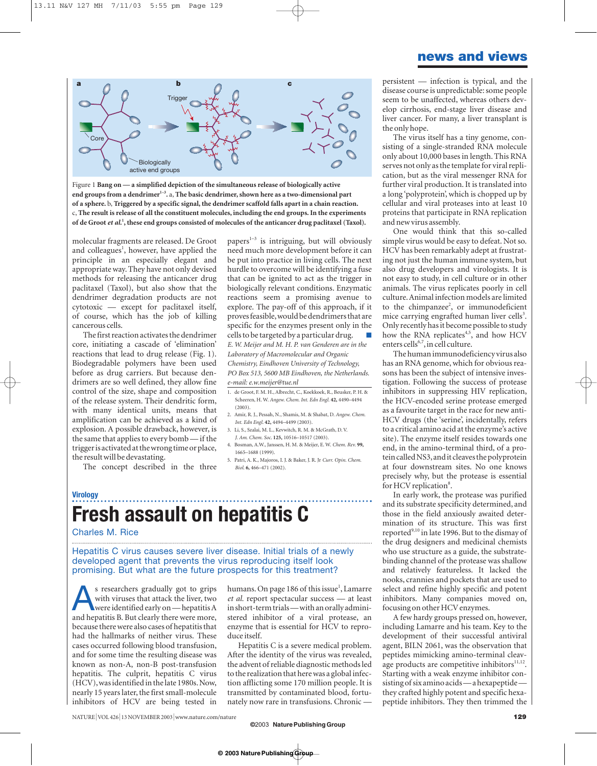a

b

Trigger

c

Core

Biologically active end groups

Figure 1 **Bang on — a simplified depiction of the simultaneous release of biologically active end groups from a dendrimer[1–3]. a, The basic dendrimer, shown here as a two-dimensional part of a sphere. b, Triggered by a specific signal, the dendrimer scaffold falls apart in a chain reaction. c, The result is release of all the constituent molecules, including the end groups. In the experiments of de Groot *et al.*[1], these end groups consisted of molecules of the anticancer drug paclitaxel (Taxol).**

molecular fragments are released. De Groot and colleagues[1], however, have applied the principle in an especially elegant and appropriate way. They have not only devised methods for releasing the anticancer drug paclitaxel (Taxol), but also show that the dendrimer degradation products are not cytotoxic — except for paclitaxel itself, of course, which has the job of killing cancerous cells.

The first reaction activates the dendrimer core, initiating a cascade of 'elimination' reactions that lead to drug release (Fig. 1). Biodegradable polymers have been used before as drug carriers. But because dendrimers are so well defined, they allow fine control of the size, shape and composition of the release system. Their dendritic form, with many identical units, means that amplification can be achieved as a kind of explosion. A possible drawback, however, is the same that applies to every bomb — if the trigger is activated at the wrong time or place, the result will be devastating.

The concept described in the three papers[1–3] is intriguing, but will obviously need much more development before it can be put into practice in living cells. The next hurdle to overcome will be identifying a fuse that can be ignited to act as the trigger in biologically relevant conditions. Enzymatic reactions seem a promising avenue to explore. The pay-off of this approach, if it proves feasible, would be dendrimers that are specific for the enzymes present only in the cells to be targeted by a particular drug. ■

*E. W. Meijer and M. H. P. van Genderen are in the Laboratory of Macromolecular and Organic Chemistry, Eindhoven University of Technology, PO Box 513, 5600 MB Eindhoven, the Netherlands.*
*e-mail: e.w.meijer@tue.nl*

1. de Groot, F. M. H., Albrecht, C., Koekkoek, R., Beusker, P. H. & Scheeren, H. W. *Angew. Chem. Int. Edn Engl.* **42,** 4490–4494 (2003).
2. Amir, R. J., Pessah, N., Shamis, M. & Shabat, D. *Angew. Chem. Int. Edn Engl.* **42,** 4494–4499 (2003).
3. Li, S., Szalai, M. L., Kevwitch, R. M. & McGrath, D. V. *J. Am. Chem. Soc.* **125,** 10516–10517 (2003).
4. Bosman, A.W., Janssen, H. M. & Meijer, E. W. *Chem. Rev.* **99,** 1665–1688 (1999).
5. Patri, A. K., Majoros, I. J. & Baker, J. R. Jr *Curr. Opin. Chem. Biol.* **6,** 466–471 (2002).

Virology

# Fresh assault on hepatitis C

Charles M. Rice

**Hepatitis C virus causes severe liver disease. Initial trials of a newly developed agent that prevents the virus reproducing itself look promising. But what are the future prospects for this treatment?**

As researchers gradually got to grips with viruses that attack the liver, two were identified early on — hepatitis A and hepatitis B. But clearly there were more, because there were also cases of hepatitis that had the hallmarks of neither virus. These cases occurred following blood transfusion, and for some time the resulting disease was known as non-A, non-B post-transfusion hepatitis. The culprit, hepatitis C virus (HCV), was identified in the late 1980s. Now, nearly 15 years later, the first small-molecule inhibitors of HCV are being tested in humans. On page 186 of this issue[1], Lamarre *et al.* report spectacular success — at least in short-term trials — with an orally administered inhibitor of a viral protease, an enzyme that is essential for HCV to reproduce itself.

Hepatitis C is a severe medical problem. After the identity of the virus was revealed, the advent of reliable diagnostic methods led to the realization that here was a global infection afflicting some 170 million people. It is transmitted by contaminated blood, fortunately now rare in transfusions. Chronic — persistent — infection is typical, and the disease course is unpredictable: some people seem to be unaffected, whereas others develop cirrhosis, end-stage liver disease and liver cancer. For many, a liver transplant is the only hope.

The virus itself has a tiny genome, consisting of a single-stranded RNA molecule only about 10,000 bases in length. This RNA serves not only as the template for viral replication, but also as the viral messenger RNA for further viral production. It is translated into a long 'polyprotein', which is chopped up by cellular and viral proteases into at least 10 proteins that participate in RNA replication and new virus assembly.

One would think that this so-called simple virus would be easy to defeat. Not so. HCV has been remarkably adept at frustrating not just the human immune system, but also drug developers and virologists. It is not easy to study, in cell culture or in other animals. The virus replicates poorly in cell culture. Animal infection models are limited to the chimpanzee[2], or immunodeficient mice carrying engrafted human liver cells[3]. Only recently has it become possible to study how the RNA replicates[4,5], and how HCV enters cells[6,7], in cell culture.

The human immunodeficiency virus also has an RNA genome, which for obvious reasons has been the subject of intensive investigation. Following the success of protease inhibitors in suppressing HIV replication, the HCV-encoded serine protease emerged as a favourite target in the race for new anti-HCV drugs (the 'serine', incidentally, refers to a critical amino acid at the enzyme's active site). The enzyme itself resides towards one end, in the amino-terminal third, of a protein called NS3, and it cleaves the polyprotein at four downstream sites. No one knows precisely why, but the protease is essential for HCV replication[8].

In early work, the protease was purified and its substrate specificity determined, and those in the field anxiously awaited determination of its structure. This was first reported[9,10] in late 1996. But to the dismay of the drug designers and medicinal chemists who use structure as a guide, the substrate-binding channel of the protease was shallow and relatively featureless. It lacked the nooks, crannies and pockets that are used to select and refine highly specific and potent inhibitors. Many companies moved on, focusing on other HCV enzymes.

A few hardy groups pressed on, however, including Lamarre and his team. Key to the development of their successful antiviral agent, BILN 2061, was the observation that peptides mimicking amino-terminal cleavage products are competitive inhibitors[11,12]. Starting with a weak enzyme inhibitor consisting of six amino acids — a hexapeptide — they crafted highly potent and specific hexapeptide inhibitors. They then trimmed the